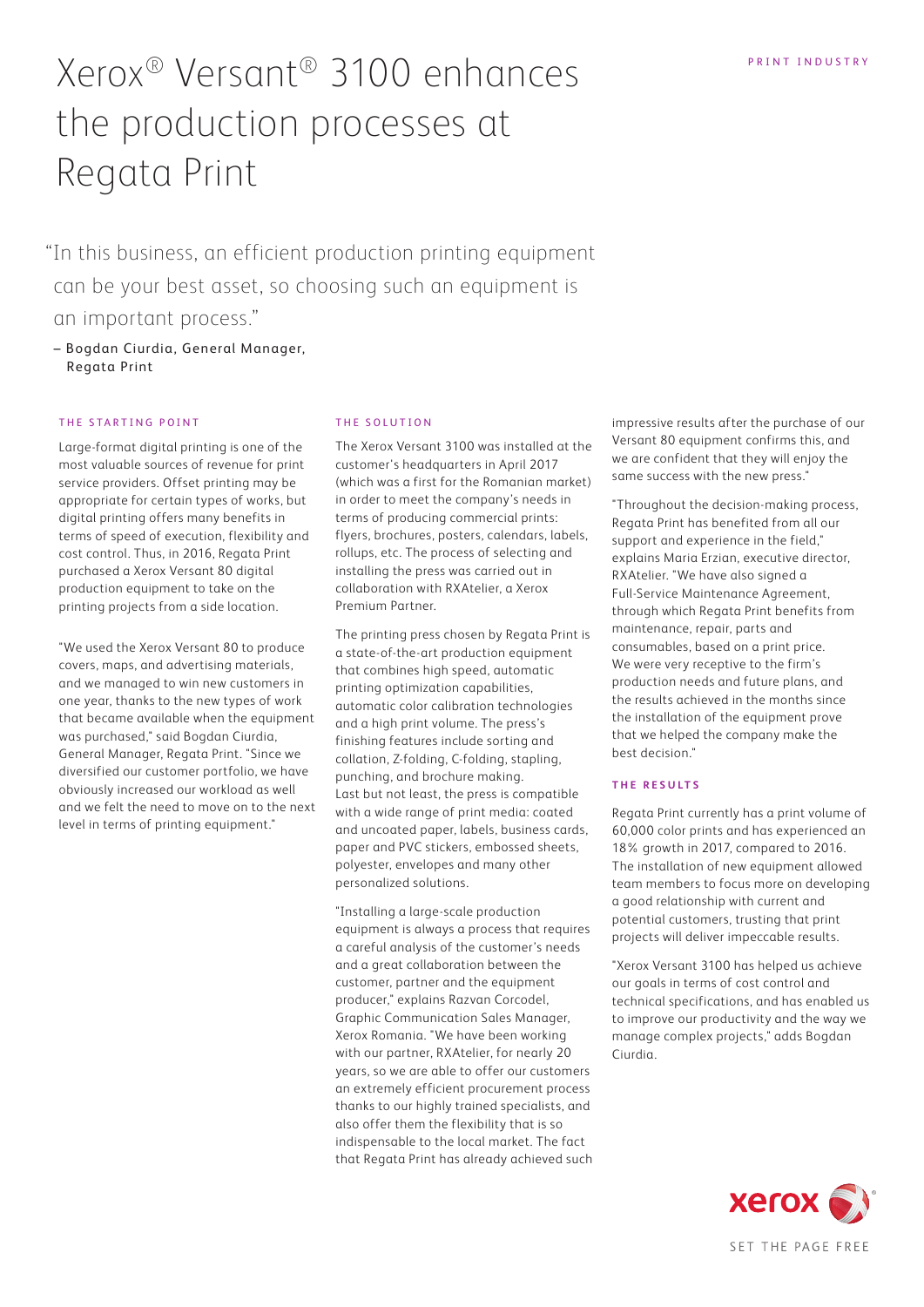PRINT INDUSTRY

# Xerox® Versant® 3100 enhances the production processes at Regata Print

> "In this business, an efficient production printing equipment can be your best asset, so choosing such an equipment is an important process."
>
> – Bogdan Ciurdia, General Manager, Regata Print

## THE STARTING POINT

Large-format digital printing is one of the most valuable sources of revenue for print service providers. Offset printing may be appropriate for certain types of works, but digital printing offers many benefits in terms of speed of execution, flexibility and cost control. Thus, in 2016, Regata Print purchased a Xerox Versant 80 digital production equipment to take on the printing projects from a side location.

"We used the Xerox Versant 80 to produce covers, maps, and advertising materials, and we managed to win new customers in one year, thanks to the new types of work that became available when the equipment was purchased," said Bogdan Ciurdia, General Manager, Regata Print. "Since we diversified our customer portfolio, we have obviously increased our workload as well and we felt the need to move on to the next level in terms of printing equipment."

## THE SOLUTION

The Xerox Versant 3100 was installed at the customer's headquarters in April 2017 (which was a first for the Romanian market) in order to meet the company's needs in terms of producing commercial prints: flyers, brochures, posters, calendars, labels, rollups, etc. The process of selecting and installing the press was carried out in collaboration with RXAtelier, a Xerox Premium Partner.

The printing press chosen by Regata Print is a state-of-the-art production equipment that combines high speed, automatic printing optimization capabilities, automatic color calibration technologies and a high print volume. The press's finishing features include sorting and collation, Z-folding, C-folding, stapling, punching, and brochure making.
Last but not least, the press is compatible with a wide range of print media: coated and uncoated paper, labels, business cards, paper and PVC stickers, embossed sheets, polyester, envelopes and many other personalized solutions.

"Installing a large-scale production equipment is always a process that requires a careful analysis of the customer's needs and a great collaboration between the customer, partner and the equipment producer," explains Razvan Corcodel, Graphic Communication Sales Manager, Xerox Romania. "We have been working with our partner, RXAtelier, for nearly 20 years, so we are able to offer our customers an extremely efficient procurement process thanks to our highly trained specialists, and also offer them the flexibility that is so indispensable to the local market. The fact that Regata Print has already achieved such impressive results after the purchase of our Versant 80 equipment confirms this, and we are confident that they will enjoy the same success with the new press."

"Throughout the decision-making process, Regata Print has benefited from all our support and experience in the field," explains Maria Erzian, executive director, RXAtelier. "We have also signed a Full-Service Maintenance Agreement, through which Regata Print benefits from maintenance, repair, parts and consumables, based on a print price. We were very receptive to the firm's production needs and future plans, and the results achieved in the months since the installation of the equipment prove that we helped the company make the best decision."

## THE RESULTS

Regata Print currently has a print volume of 60,000 color prints and has experienced an 18% growth in 2017, compared to 2016. The installation of new equipment allowed team members to focus more on developing a good relationship with current and potential customers, trusting that print projects will deliver impeccable results.

"Xerox Versant 3100 has helped us achieve our goals in terms of cost control and technical specifications, and has enabled us to improve our productivity and the way we manage complex projects," adds Bogdan Ciurdia.

xerox

SET THE PAGE FREE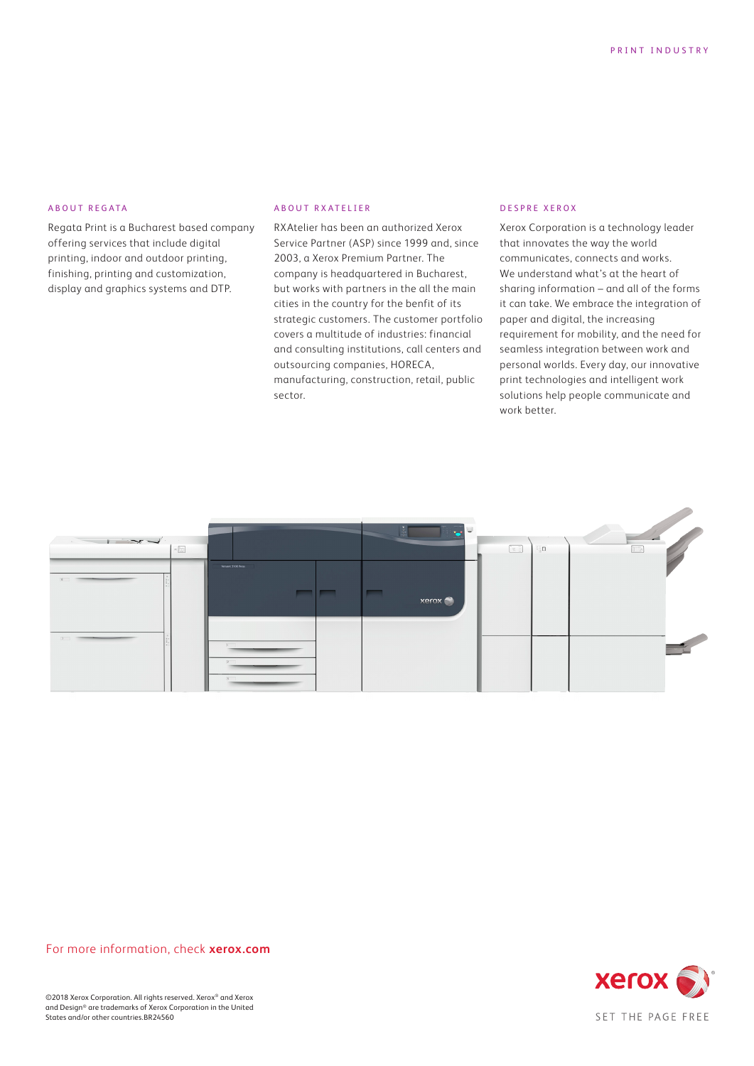### ABOUT REGATA

Regata Print is a Bucharest based company offering services that include digital printing, indoor and outdoor printing, finishing, printing and customization, display and graphics systems and DTP.

### ABOUT RXATELIER

RXAtelier has been an authorized Xerox Service Partner (ASP) since 1999 and, since 2003, a Xerox Premium Partner. The company is headquartered in Bucharest, but works with partners in the all the main cities in the country for the benfit of its strategic customers. The customer portfolio covers a multitude of industries: financial and consulting institutions, call centers and outsourcing companies, HORECA, manufacturing, construction, retail, public sector.

### DESPRE XEROX

Xerox Corporation is a technology leader that innovates the way the world communicates, connects and works. We understand what's at the heart of sharing information – and all of the forms it can take. We embrace the integration of paper and digital, the increasing requirement for mobility, and the need for seamless integration between work and personal worlds. Every day, our innovative print technologies and intelligent work solutions help people communicate and work better.

For more information, check **xerox.com**

©2018 Xerox Corporation. All rights reserved. Xerox® and Xerox and Design® are trademarks of Xerox Corporation in the United States and/or other countries.BR24560

xerox

SET THE PAGE FREE